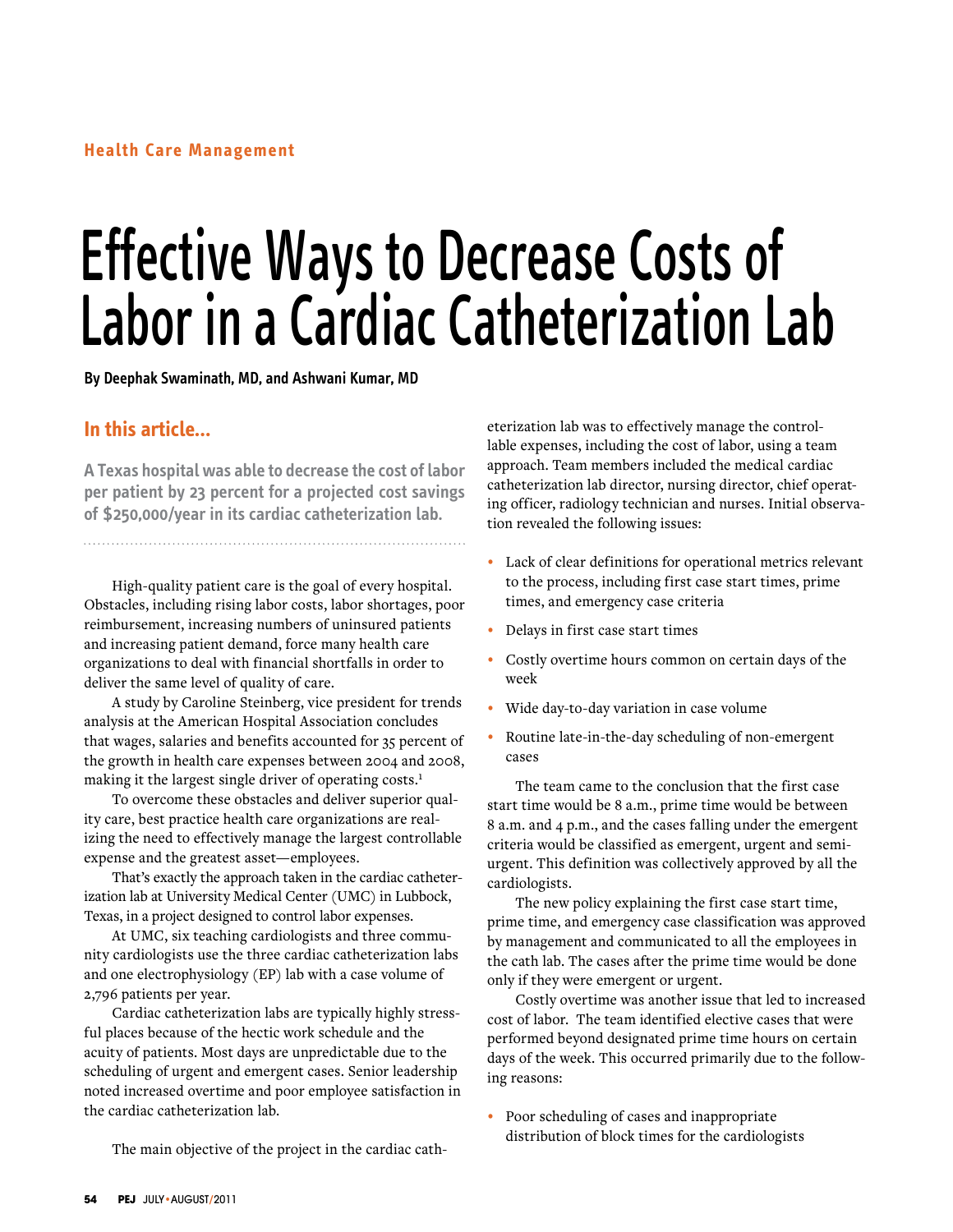Health Care Management

# Effective Ways to Decrease Costs of Labor in a Cardiac Catheterization Lab

**By Deephak Swaminath, MD, and Ashwani Kumar, MD**

## In this article...

**A Texas hospital was able to decrease the cost of labor per patient by 23 percent for a projected cost savings of $250,000/year in its cardiac catheterization lab.**

High-quality patient care is the goal of every hospital. Obstacles, including rising labor costs, labor shortages, poor reimbursement, increasing numbers of uninsured patients and increasing patient demand, force many health care organizations to deal with financial shortfalls in order to deliver the same level of quality of care.

A study by Caroline Steinberg, vice president for trends analysis at the American Hospital Association concludes that wages, salaries and benefits accounted for 35 percent of the growth in health care expenses between 2004 and 2008, making it the largest single driver of operating costs.[1]

To overcome these obstacles and deliver superior quality care, best practice health care organizations are realizing the need to effectively manage the largest controllable expense and the greatest asset—employees.

That's exactly the approach taken in the cardiac catheterization lab at University Medical Center (UMC) in Lubbock, Texas, in a project designed to control labor expenses.

At UMC, six teaching cardiologists and three community cardiologists use the three cardiac catheterization labs and one electrophysiology (EP) lab with a case volume of 2,796 patients per year.

Cardiac catheterization labs are typically highly stressful places because of the hectic work schedule and the acuity of patients. Most days are unpredictable due to the scheduling of urgent and emergent cases. Senior leadership noted increased overtime and poor employee satisfaction in the cardiac catheterization lab.

The main objective of the project in the cardiac catheterization lab was to effectively manage the controllable expenses, including the cost of labor, using a team approach. Team members included the medical cardiac catheterization lab director, nursing director, chief operating officer, radiology technician and nurses. Initial observation revealed the following issues:

- Lack of clear definitions for operational metrics relevant to the process, including first case start times, prime times, and emergency case criteria
- Delays in first case start times
- Costly overtime hours common on certain days of the week
- Wide day-to-day variation in case volume
- Routine late-in-the-day scheduling of non-emergent cases

The team came to the conclusion that the first case start time would be 8 a.m., prime time would be between 8 a.m. and 4 p.m., and the cases falling under the emergent criteria would be classified as emergent, urgent and semi-urgent. This definition was collectively approved by all the cardiologists.

The new policy explaining the first case start time, prime time, and emergency case classification was approved by management and communicated to all the employees in the cath lab. The cases after the prime time would be done only if they were emergent or urgent.

Costly overtime was another issue that led to increased cost of labor. The team identified elective cases that were performed beyond designated prime time hours on certain days of the week. This occurred primarily due to the following reasons:

- Poor scheduling of cases and inappropriate distribution of block times for the cardiologists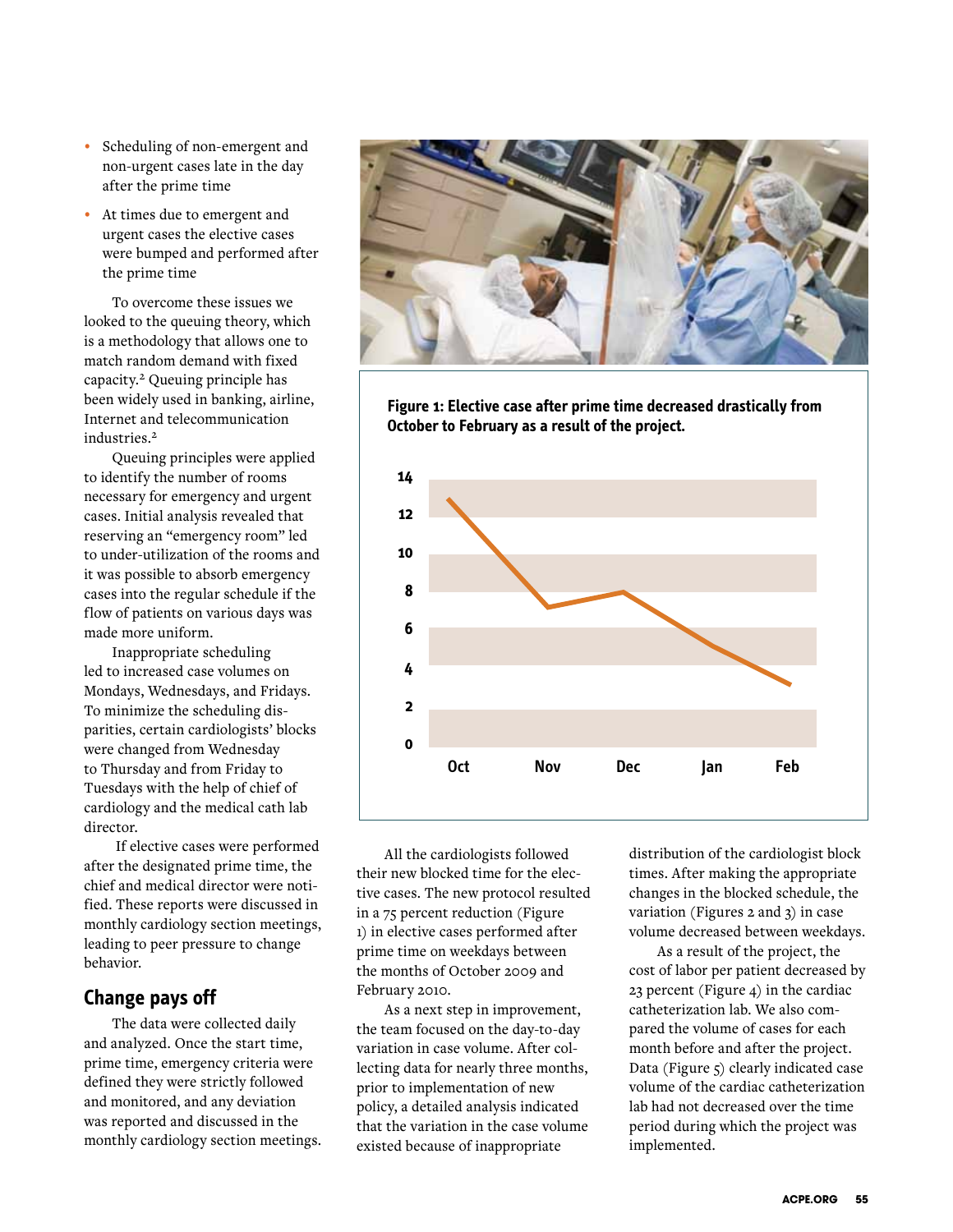- Scheduling of non-emergent and non-urgent cases late in the day after the prime time
- At times due to emergent and urgent cases the elective cases were bumped and performed after the prime time

To overcome these issues we looked to the queuing theory, which is a methodology that allows one to match random demand with fixed capacity.[2] Queuing principle has been widely used in banking, airline, Internet and telecommunication industries.[2]

Queuing principles were applied to identify the number of rooms necessary for emergency and urgent cases. Initial analysis revealed that reserving an "emergency room" led to under-utilization of the rooms and it was possible to absorb emergency cases into the regular schedule if the flow of patients on various days was made more uniform.

Inappropriate scheduling led to increased case volumes on Mondays, Wednesdays, and Fridays. To minimize the scheduling disparities, certain cardiologists' blocks were changed from Wednesday to Thursday and from Friday to Tuesdays with the help of chief of cardiology and the medical cath lab director.

If elective cases were performed after the designated prime time, the chief and medical director were notified. These reports were discussed in monthly cardiology section meetings, leading to peer pressure to change behavior.

## Change pays off

The data were collected daily and analyzed. Once the start time, prime time, emergency criteria were defined they were strictly followed and monitored, and any deviation was reported and discussed in the monthly cardiology section meetings.

**Figure 1: Elective case after prime time decreased drastically from October to February as a result of the project.**

All the cardiologists followed their new blocked time for the elective cases. The new protocol resulted in a 75 percent reduction (Figure 1) in elective cases performed after prime time on weekdays between the months of October 2009 and February 2010.

As a next step in improvement, the team focused on the day-to-day variation in case volume. After collecting data for nearly three months, prior to implementation of new policy, a detailed analysis indicated that the variation in the case volume existed because of inappropriate distribution of the cardiologist block times. After making the appropriate changes in the blocked schedule, the variation (Figures 2 and 3) in case volume decreased between weekdays.

As a result of the project, the cost of labor per patient decreased by 23 percent (Figure 4) in the cardiac catheterization lab. We also compared the volume of cases for each month before and after the project. Data (Figure 5) clearly indicated case volume of the cardiac catheterization lab had not decreased over the time period during which the project was implemented.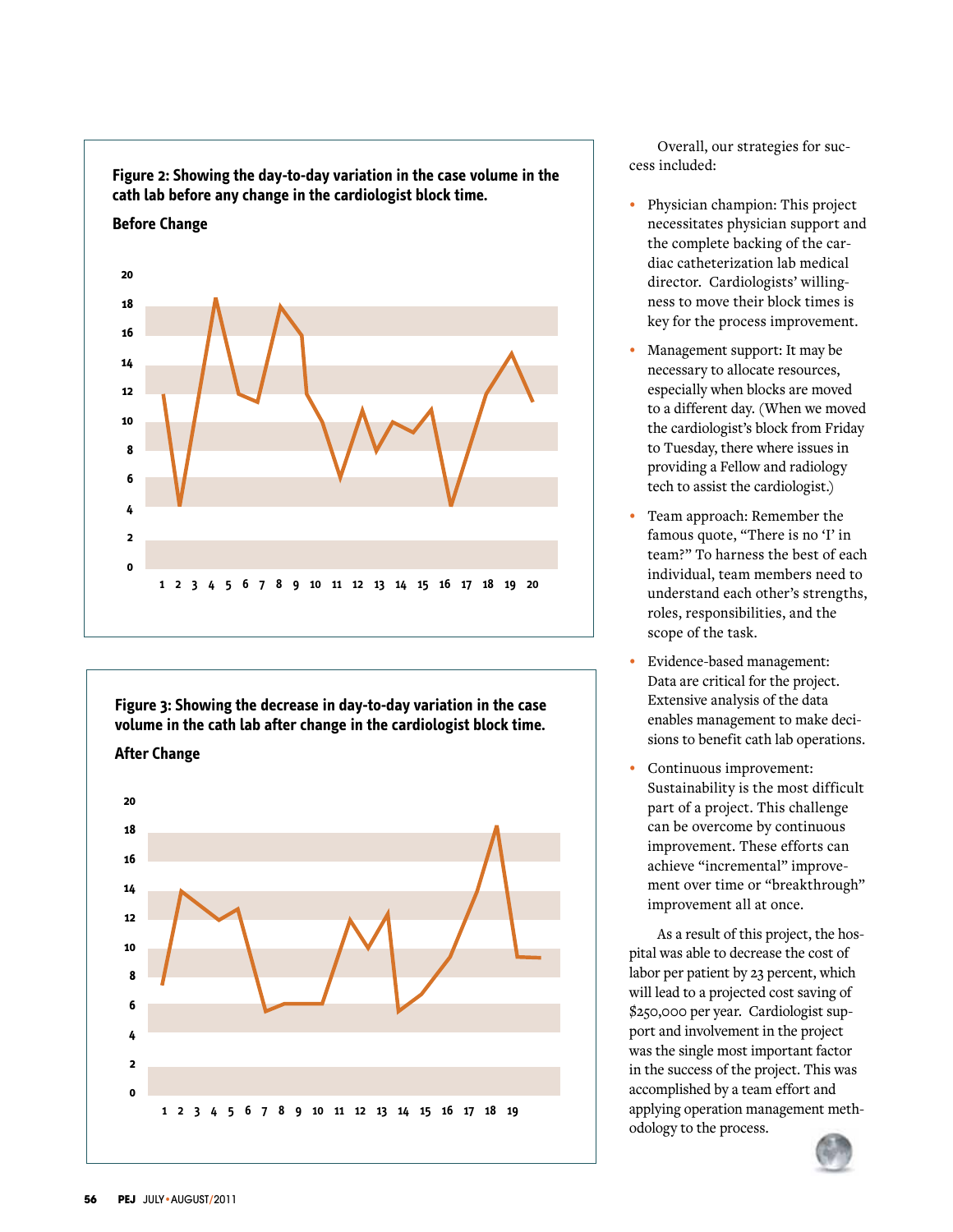**Figure 2: Showing the day-to-day variation in the case volume in the cath lab before any change in the cardiologist block time.**

**Before Change**

**Figure 3: Showing the decrease in day-to-day variation in the case volume in the cath lab after change in the cardiologist block time.**

**After Change**

Overall, our strategies for success included:

- Physician champion: This project necessitates physician support and the complete backing of the cardiac catheterization lab medical director. Cardiologists' willingness to move their block times is key for the process improvement.
- Management support: It may be necessary to allocate resources, especially when blocks are moved to a different day. (When we moved the cardiologist's block from Friday to Tuesday, there where issues in providing a Fellow and radiology tech to assist the cardiologist.)
- Team approach: Remember the famous quote, "There is no 'I' in team?" To harness the best of each individual, team members need to understand each other's strengths, roles, responsibilities, and the scope of the task.
- Evidence-based management: Data are critical for the project. Extensive analysis of the data enables management to make decisions to benefit cath lab operations.
- Continuous improvement: Sustainability is the most difficult part of a project. This challenge can be overcome by continuous improvement. These efforts can achieve "incremental" improvement over time or "breakthrough" improvement all at once.

As a result of this project, the hospital was able to decrease the cost of labor per patient by 23 percent, which will lead to a projected cost saving of $250,000 per year. Cardiologist support and involvement in the project was the single most important factor in the success of the project. This was accomplished by a team effort and applying operation management methodology to the process.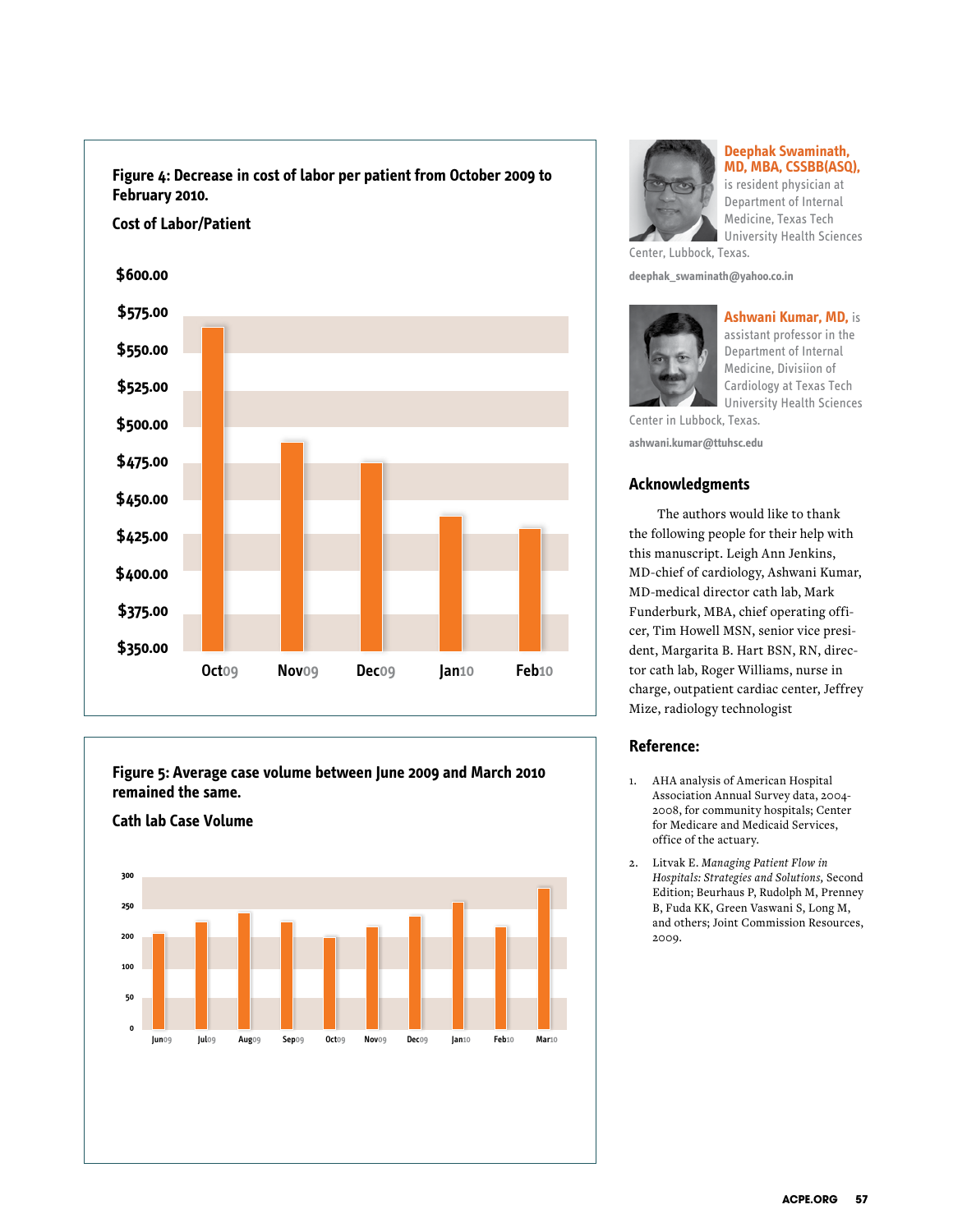**Figure 4: Decrease in cost of labor per patient from October 2009 to February 2010.**

**Cost of Labor/Patient**

$600.00
$575.00
$550.00
$525.00
$500.00
$475.00
$450.00
$425.00
$400.00
$375.00
$350.00

Oct09 Nov09 Dec09 Jan10 Feb10

**Figure 5: Average case volume between June 2009 and March 2010 remained the same.**

**Cath lab Case Volume**

300
250
200
100
50
0

Jun09 Jul09 Aug09 Sep09 Oct09 Nov09 Dec09 Jan10 Feb10 Mar10

**Deephak Swaminath, MD, MBA, CSSBB(ASQ),** is resident physician at Department of Internal Medicine, Texas Tech University Health Sciences Center, Lubbock, Texas.

deephak_swaminath@yahoo.co.in

**Ashwani Kumar, MD,** is assistant professor in the Department of Internal Medicine, Divisiion of Cardiology at Texas Tech University Health Sciences Center in Lubbock, Texas.

ashwani.kumar@ttuhsc.edu

## Acknowledgments

The authors would like to thank the following people for their help with this manuscript. Leigh Ann Jenkins, MD-chief of cardiology, Ashwani Kumar, MD-medical director cath lab, Mark Funderburk, MBA, chief operating officer, Tim Howell MSN, senior vice president, Margarita B. Hart BSN, RN, director cath lab, Roger Williams, nurse in charge, outpatient cardiac center, Jeffrey Mize, radiology technologist

## Reference:

1. AHA analysis of American Hospital Association Annual Survey data, 2004-2008, for community hospitals; Center for Medicare and Medicaid Services, office of the actuary.
2. Litvak E. *Managing Patient Flow in Hospitals: Strategies and Solutions,* Second Edition; Beurhaus P, Rudolph M, Prenney B, Fuda KK, Green Vaswani S, Long M, and others; Joint Commission Resources, 2009.